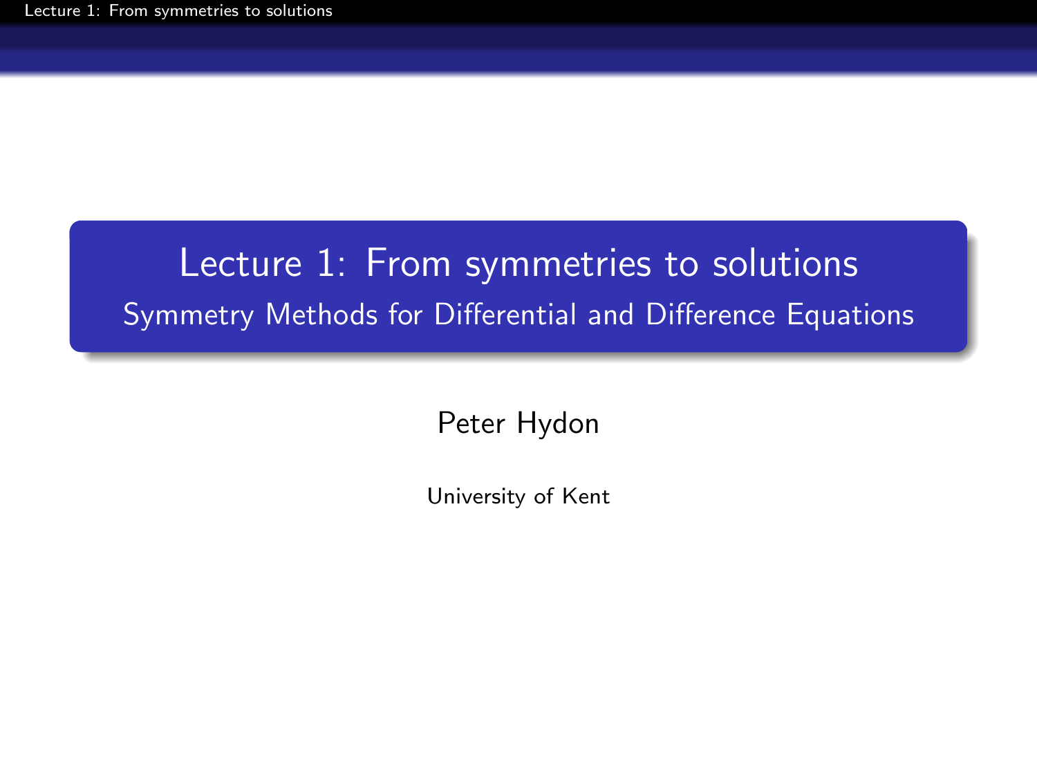# Lecture 1: From symmetries to solutions

## Symmetry Methods for Differential and Difference Equations

Peter Hydon

University of Kent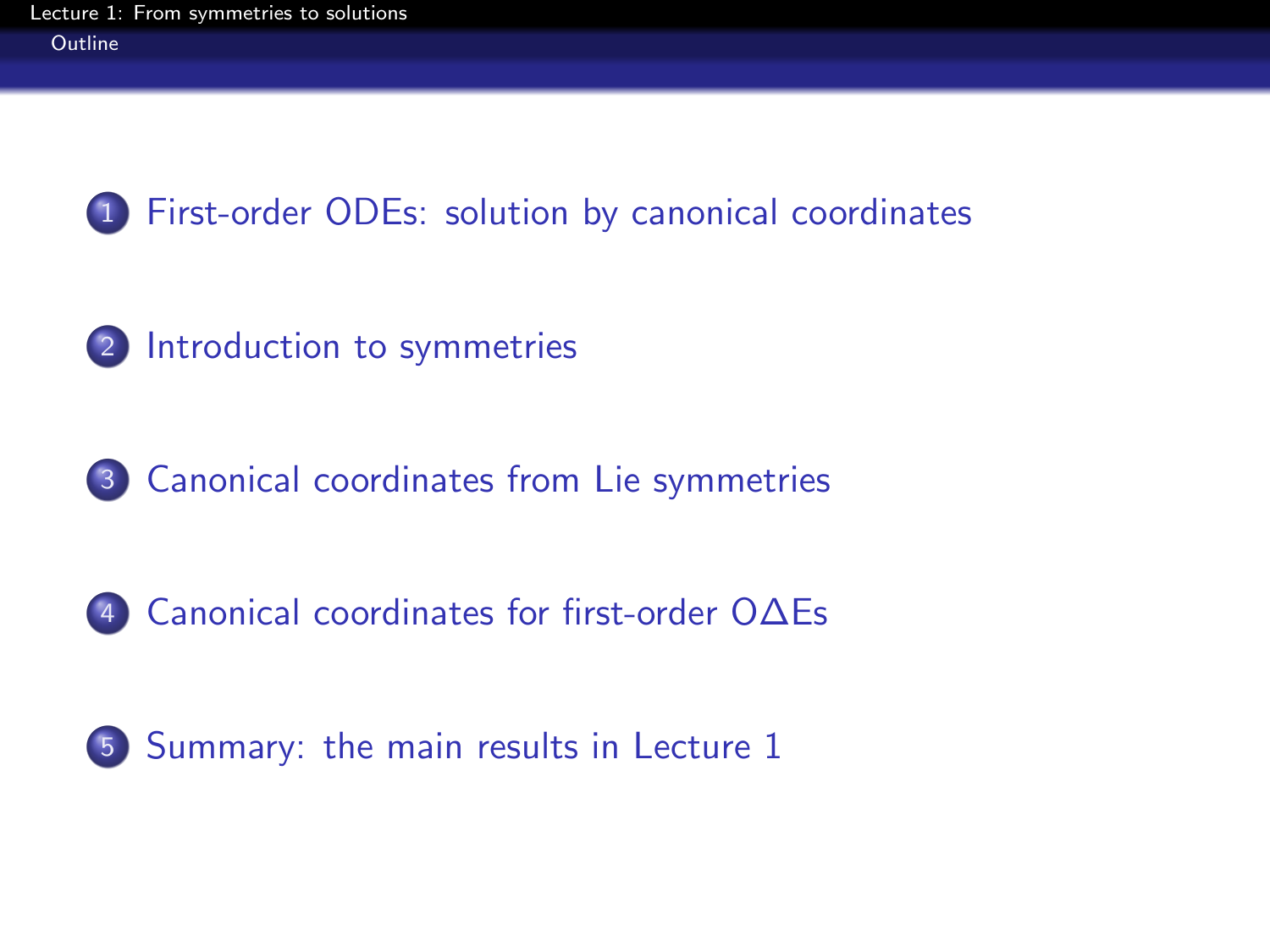## Outline

1. First-order ODEs: solution by canonical coordinates
2. Introduction to symmetries
3. Canonical coordinates from Lie symmetries
4. Canonical coordinates for first-order O$\Delta$Es
5. Summary: the main results in Lecture 1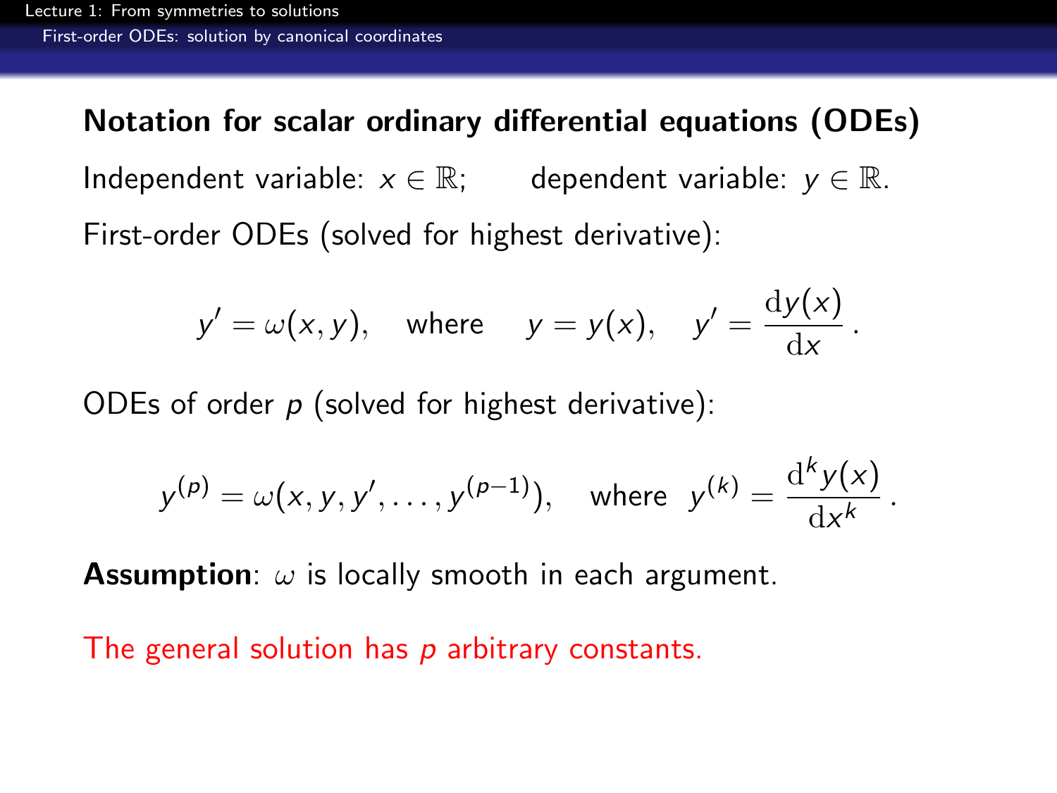## Notation for scalar ordinary differential equations (ODEs)

Independent variable: $x \in \mathbb{R}$; dependent variable: $y \in \mathbb{R}$.

First-order ODEs (solved for highest derivative):

$$y' = \omega(x, y), \quad \text{where} \quad y = y(x), \quad y' = \frac{\mathrm{d}y(x)}{\mathrm{d}x}\,.$$

ODEs of order $p$ (solved for highest derivative):

$$y^{(p)} = \omega(x, y, y', \ldots, y^{(p-1)}), \quad \text{where} \;\; y^{(k)} = \frac{\mathrm{d}^k y(x)}{\mathrm{d}x^k}\,.$$

**Assumption**: $\omega$ is locally smooth in each argument.

The general solution has $p$ arbitrary constants.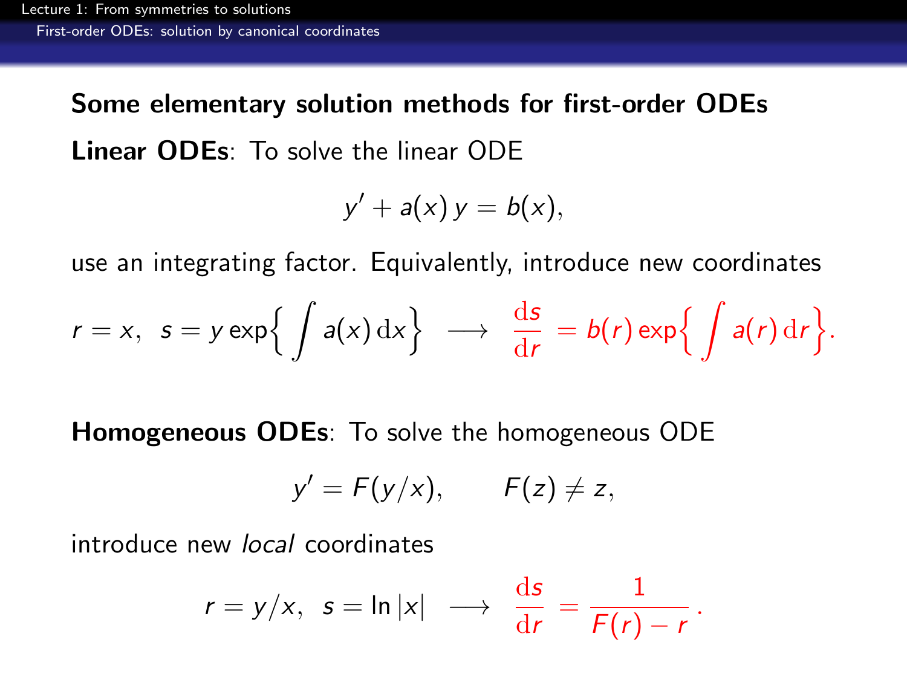## Some elementary solution methods for first-order ODEs

**Linear ODEs**: To solve the linear ODE

$$y' + a(x)\,y = b(x),$$

use an integrating factor. Equivalently, introduce new coordinates

$$r = x, \;\; s = y\exp\Big\{\int a(x)\,\mathrm{d}x\Big\} \;\; \longrightarrow \;\; \frac{\mathrm{d}s}{\mathrm{d}r} = b(r)\exp\Big\{\int a(r)\,\mathrm{d}r\Big\}.$$

**Homogeneous ODEs**: To solve the homogeneous ODE

$$y' = F(y/x), \qquad F(z) \neq z,$$

introduce new *local* coordinates

$$r = y/x, \;\; s = \ln|x| \;\; \longrightarrow \;\; \frac{\mathrm{d}s}{\mathrm{d}r} = \frac{1}{F(r) - r}\,.$$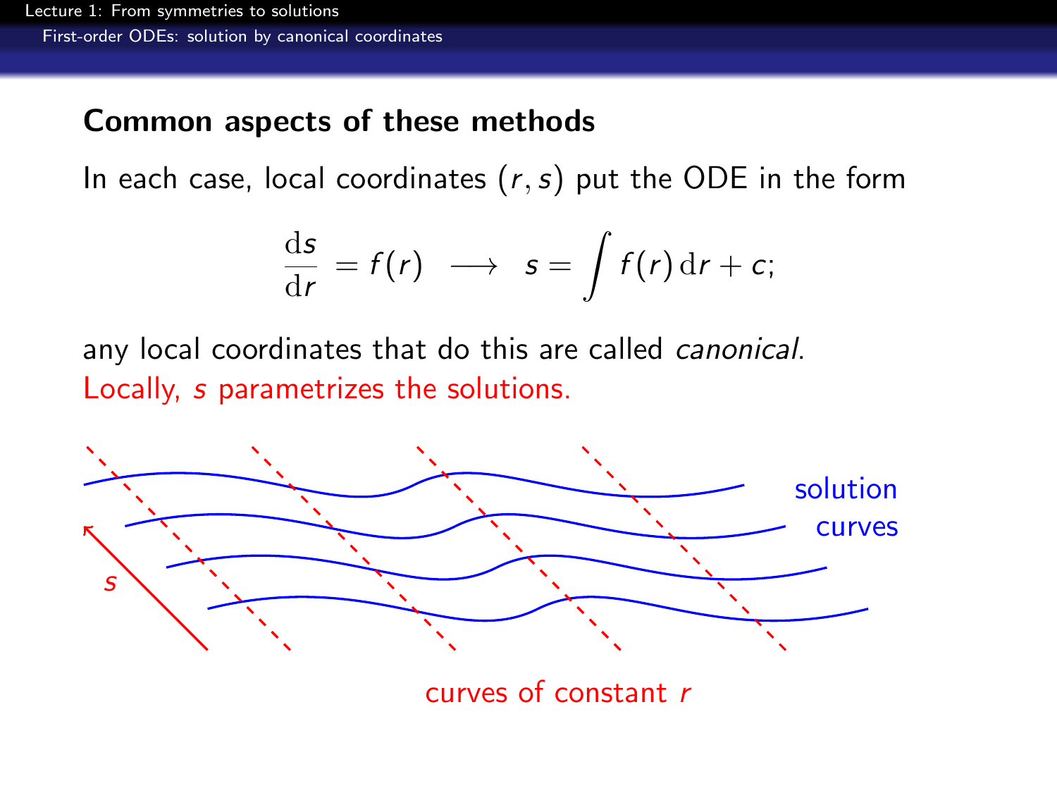## Common aspects of these methods

In each case, local coordinates $(r, s)$ put the ODE in the form

$$\frac{\mathrm{d}s}{\mathrm{d}r} = f(r) \;\longrightarrow\; s = \int f(r)\,\mathrm{d}r + c;$$

any local coordinates that do this are called *canonical*.

Locally, $s$ parametrizes the solutions.

solution curves

$s$

curves of constant $r$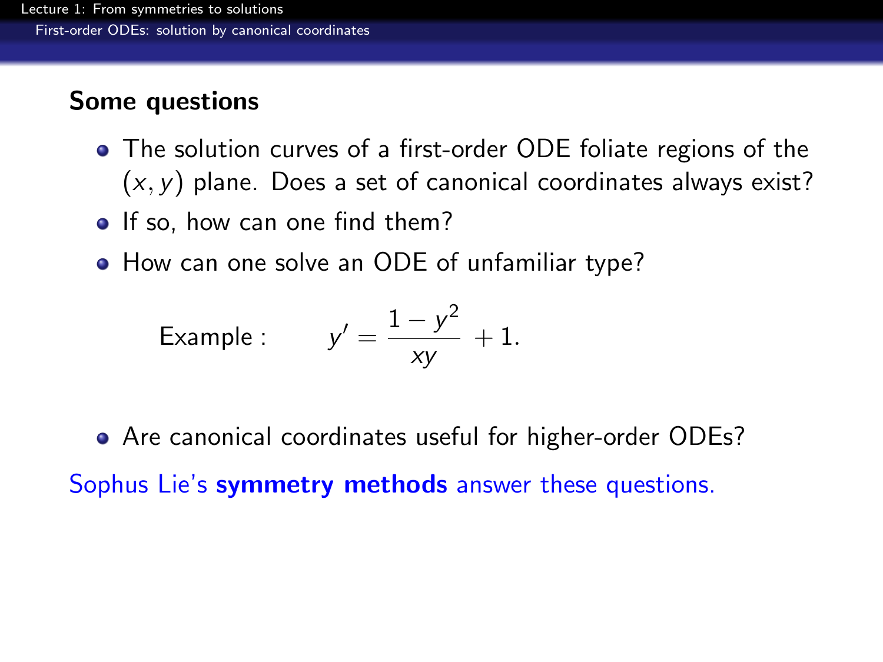## Some questions

- The solution curves of a first-order ODE foliate regions of the $(x, y)$ plane. Does a set of canonical coordinates always exist?
- If so, how can one find them?
- How can one solve an ODE of unfamiliar type?

Example :
$$y' = \frac{1 - y^2}{xy} + 1.$$

- Are canonical coordinates useful for higher-order ODEs?

Sophus Lie's **symmetry methods** answer these questions.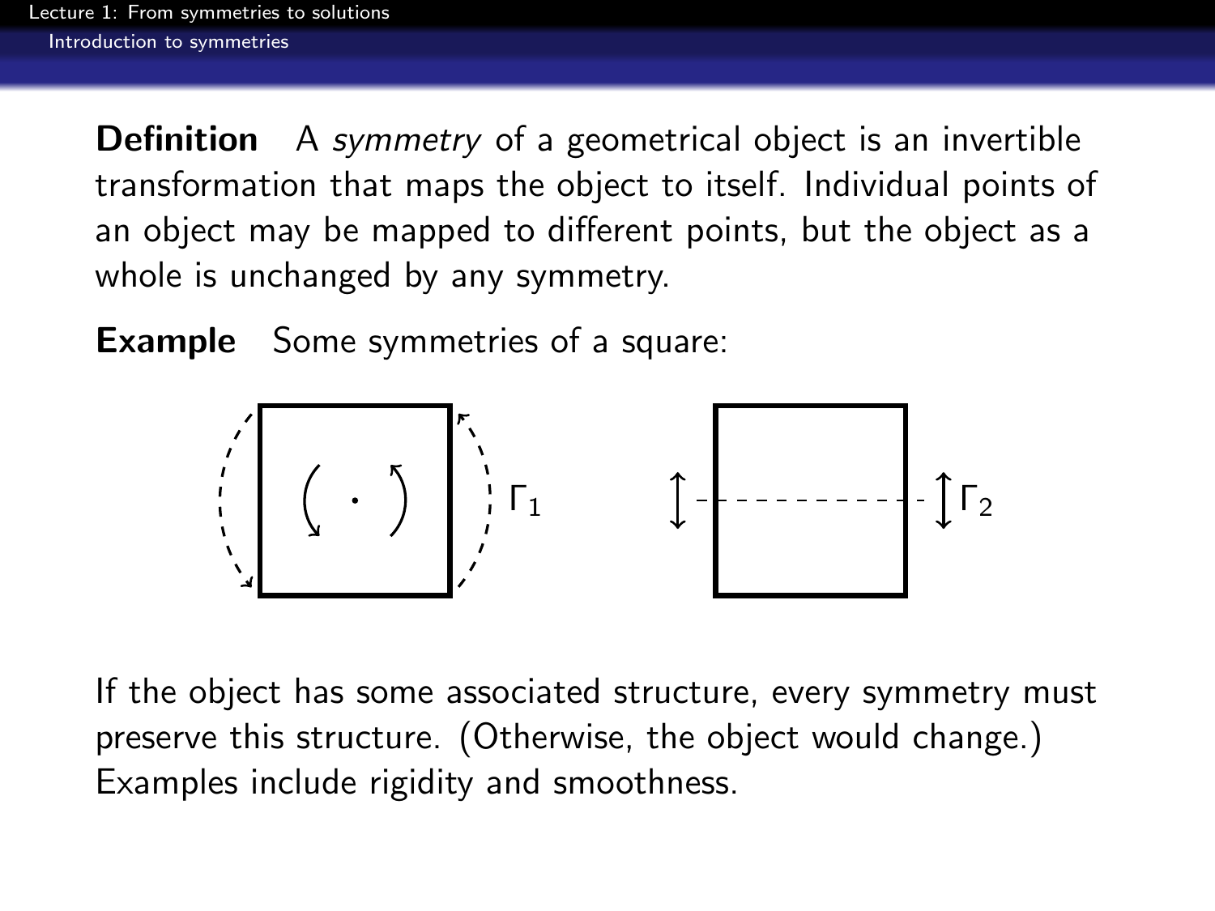**Definition** A *symmetry* of a geometrical object is an invertible transformation that maps the object to itself. Individual points of an object may be mapped to different points, but the object as a whole is unchanged by any symmetry.

**Example** Some symmetries of a square:

$\Gamma_1$ $\Gamma_2$

If the object has some associated structure, every symmetry must preserve this structure. (Otherwise, the object would change.) Examples include rigidity and smoothness.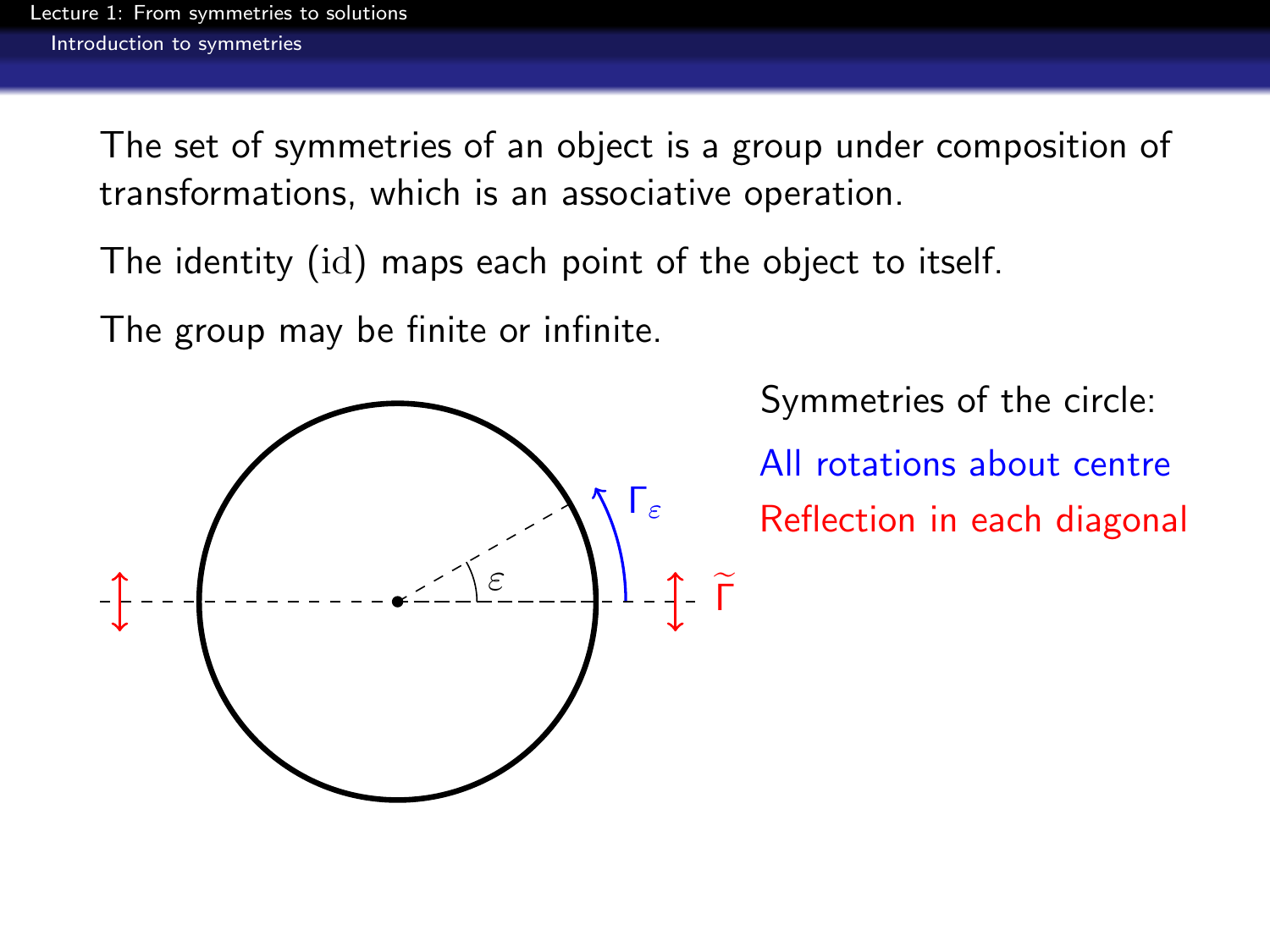The set of symmetries of an object is a group under composition of transformations, which is an associative operation.

The identity ($\mathrm{id}$) maps each point of the object to itself.

The group may be finite or infinite.

$\Gamma_\varepsilon$

$\varepsilon$

$\widetilde{\Gamma}$

Symmetries of the circle:

All rotations about centre

Reflection in each diagonal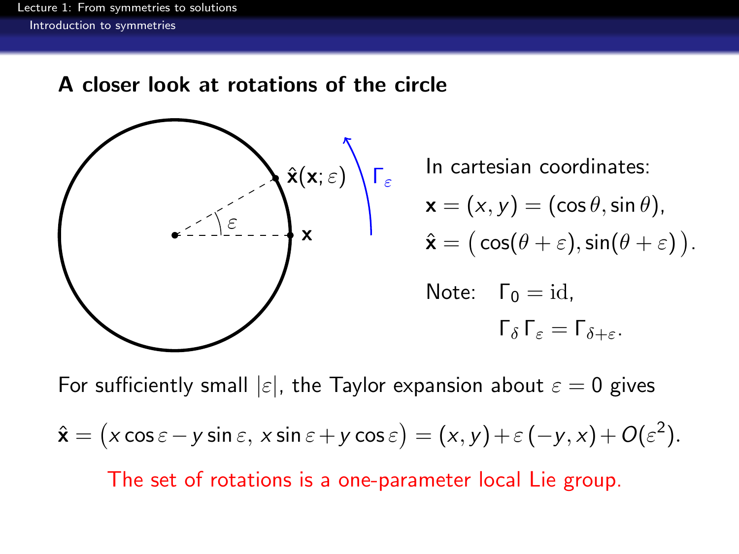## A closer look at rotations of the circle

In cartesian coordinates:

$$\mathbf{x} = (x, y) = (\cos\theta, \sin\theta),$$

$$\hat{\mathbf{x}} = \big(\cos(\theta+\varepsilon), \sin(\theta+\varepsilon)\big).$$

Note: $\Gamma_0 = \mathrm{id}$,

$$\Gamma_\delta\,\Gamma_\varepsilon = \Gamma_{\delta+\varepsilon}.$$

For sufficiently small $|\varepsilon|$, the Taylor expansion about $\varepsilon = 0$ gives

$$\hat{\mathbf{x}} = \big(x\cos\varepsilon - y\sin\varepsilon,\; x\sin\varepsilon + y\cos\varepsilon\big) = (x, y) + \varepsilon\,(-y, x) + O(\varepsilon^2).$$

The set of rotations is a one-parameter local Lie group.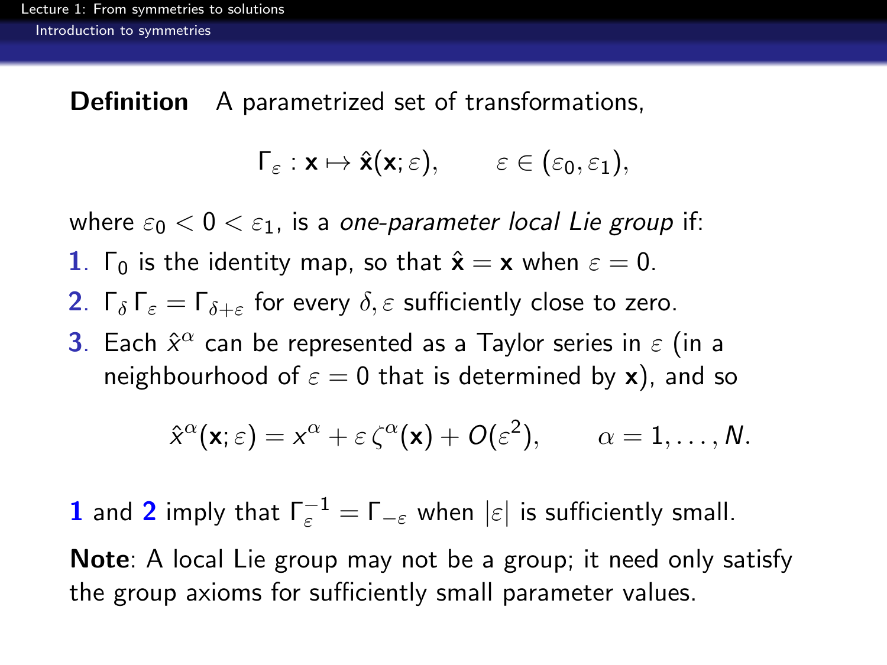**Definition** A parametrized set of transformations,

$$\Gamma_\varepsilon : \mathbf{x} \mapsto \hat{\mathbf{x}}(\mathbf{x};\varepsilon), \qquad \varepsilon \in (\varepsilon_0, \varepsilon_1),$$

where $\varepsilon_0 < 0 < \varepsilon_1$, is a *one-parameter local Lie group* if:

1. $\Gamma_0$ is the identity map, so that $\hat{\mathbf{x}} = \mathbf{x}$ when $\varepsilon = 0$.
2. $\Gamma_\delta \Gamma_\varepsilon = \Gamma_{\delta+\varepsilon}$ for every $\delta, \varepsilon$ sufficiently close to zero.
3. Each $\hat{x}^\alpha$ can be represented as a Taylor series in $\varepsilon$ (in a neighbourhood of $\varepsilon = 0$ that is determined by $\mathbf{x}$), and so

$$\hat{x}^\alpha(\mathbf{x};\varepsilon) = x^\alpha + \varepsilon\, \zeta^\alpha(\mathbf{x}) + O(\varepsilon^2), \qquad \alpha = 1, \ldots, N.$$

1 and 2 imply that $\Gamma_\varepsilon^{-1} = \Gamma_{-\varepsilon}$ when $|\varepsilon|$ is sufficiently small.

**Note**: A local Lie group may not be a group; it need only satisfy the group axioms for sufficiently small parameter values.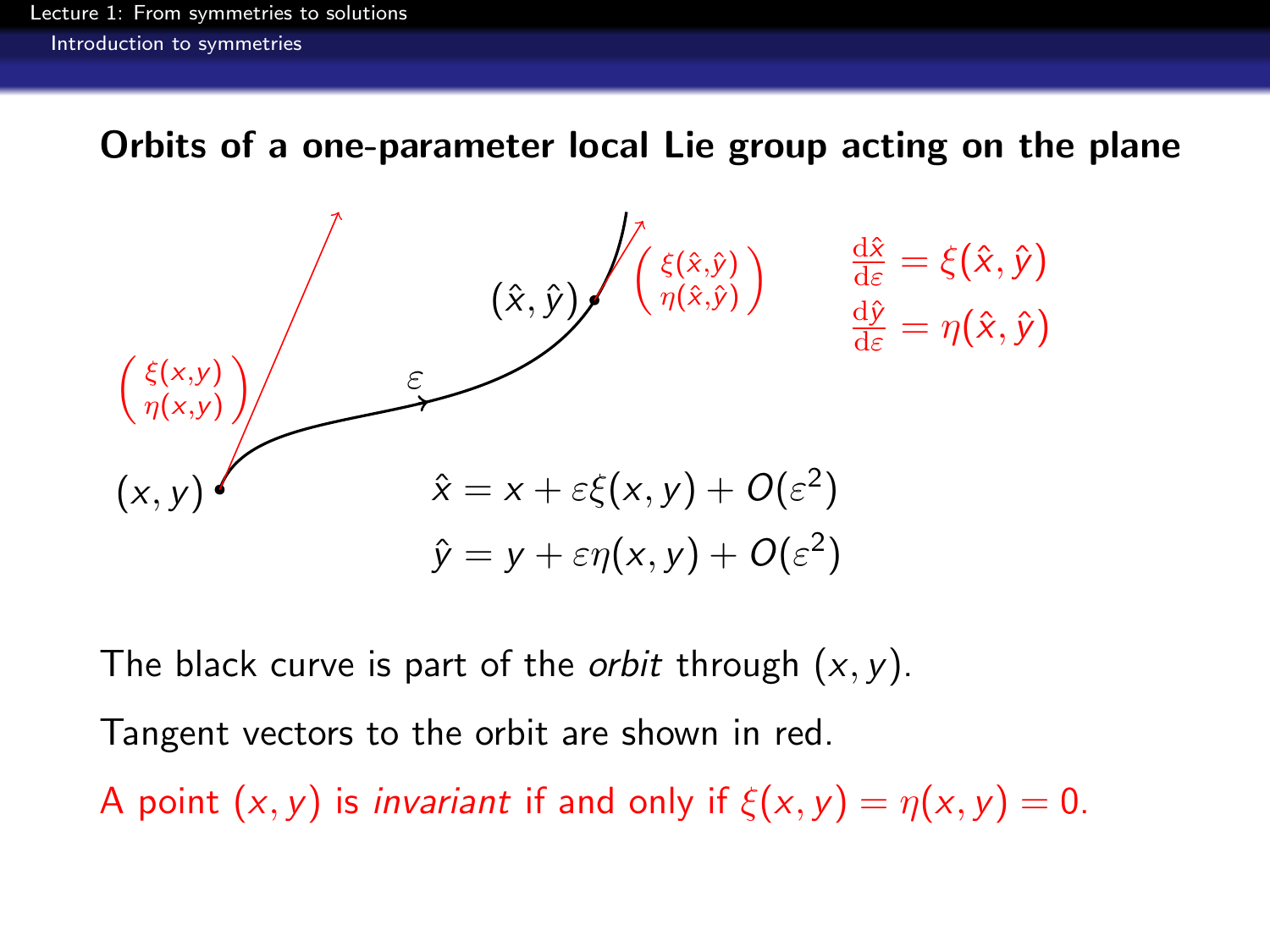## Orbits of a one-parameter local Lie group acting on the plane

$(x, y)$

$\begin{pmatrix} \xi(x,y) \\ \eta(x,y) \end{pmatrix}$

$\varepsilon$

$(\hat{x}, \hat{y})$

$\begin{pmatrix} \xi(\hat{x},\hat{y}) \\ \eta(\hat{x},\hat{y}) \end{pmatrix}$

$$\frac{\mathrm{d}\hat{x}}{\mathrm{d}\varepsilon} = \xi(\hat{x}, \hat{y})$$
$$\frac{\mathrm{d}\hat{y}}{\mathrm{d}\varepsilon} = \eta(\hat{x}, \hat{y})$$

$$\hat{x} = x + \varepsilon\xi(x, y) + O(\varepsilon^2)$$
$$\hat{y} = y + \varepsilon\eta(x, y) + O(\varepsilon^2)$$

The black curve is part of the *orbit* through $(x, y)$.

Tangent vectors to the orbit are shown in red.

A point $(x, y)$ is *invariant* if and only if $\xi(x, y) = \eta(x, y) = 0$.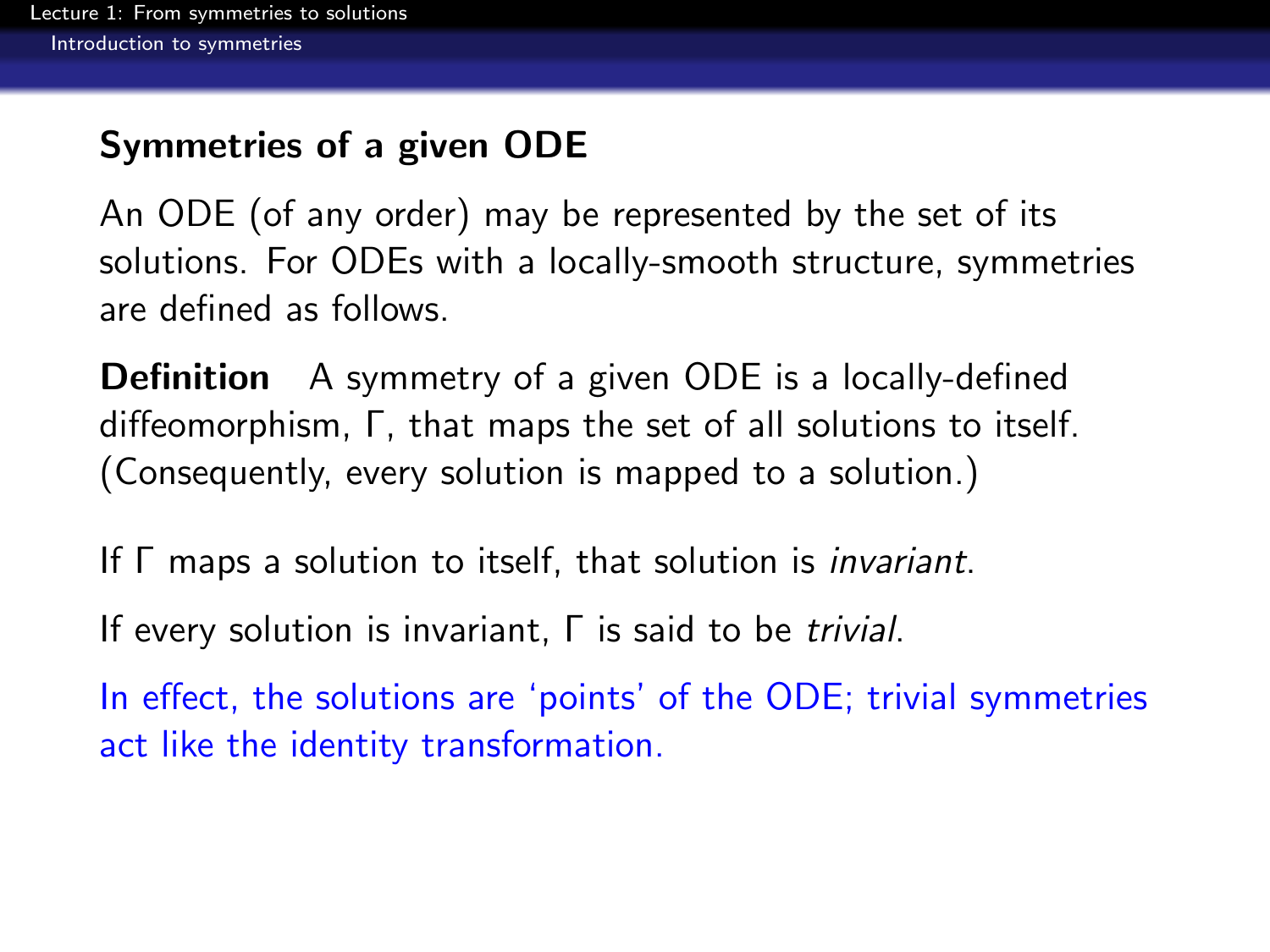## Symmetries of a given ODE

An ODE (of any order) may be represented by the set of its solutions. For ODEs with a locally-smooth structure, symmetries are defined as follows.

**Definition** A symmetry of a given ODE is a locally-defined diffeomorphism, $\Gamma$, that maps the set of all solutions to itself. (Consequently, every solution is mapped to a solution.)

If $\Gamma$ maps a solution to itself, that solution is *invariant*.

If every solution is invariant, $\Gamma$ is said to be *trivial*.

In effect, the solutions are 'points' of the ODE; trivial symmetries act like the identity transformation.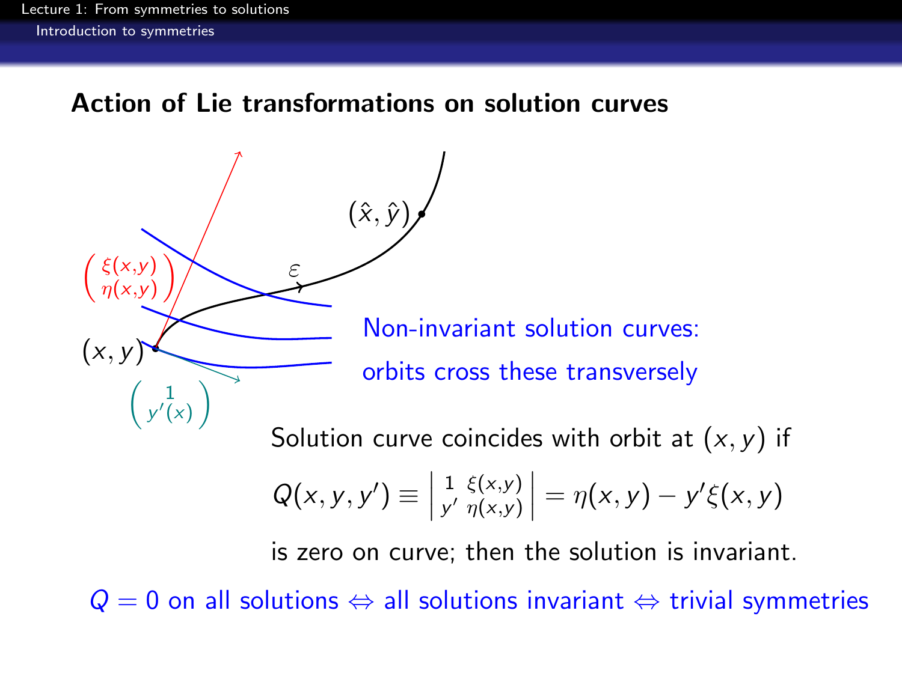## Action of Lie transformations on solution curves

Non-invariant solution curves: orbits cross these transversely

Solution curve coincides with orbit at $(x, y)$ if

$$Q(x, y, y') \equiv \begin{vmatrix} 1 & \xi(x,y) \\ y' & \eta(x,y) \end{vmatrix} = \eta(x, y) - y'\xi(x, y)$$

is zero on curve; then the solution is invariant.

$Q = 0$ on all solutions $\Leftrightarrow$ all solutions invariant $\Leftrightarrow$ trivial symmetries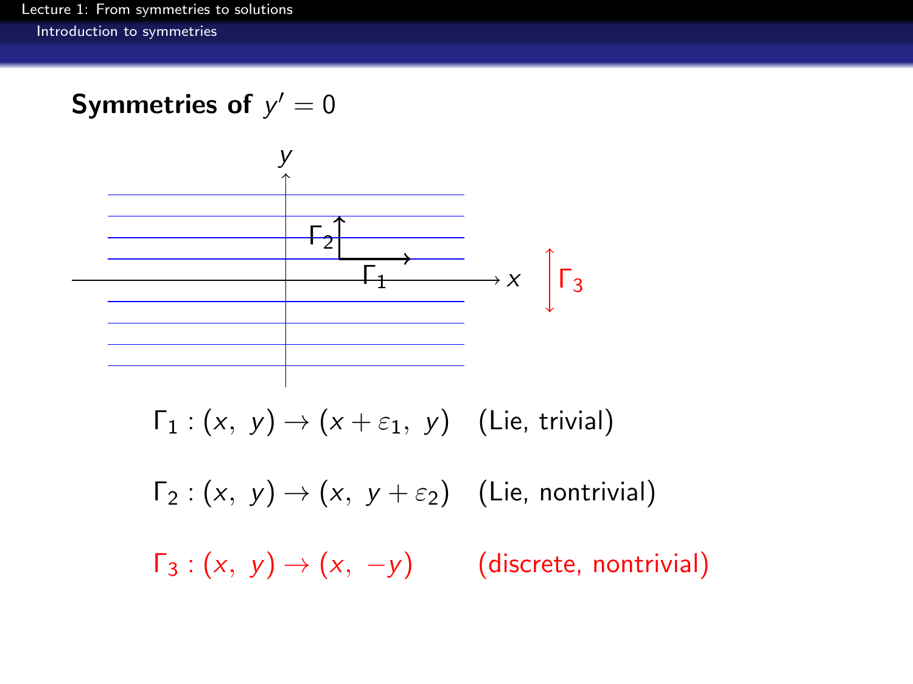## Symmetries of $y' = 0$

$$\Gamma_1 : (x,\ y) \to (x + \varepsilon_1,\ y) \quad \text{(Lie, trivial)}$$

$$\Gamma_2 : (x,\ y) \to (x,\ y + \varepsilon_2) \quad \text{(Lie, nontrivial)}$$

$$\Gamma_3 : (x,\ y) \to (x,\ -y) \quad \text{(discrete, nontrivial)}$$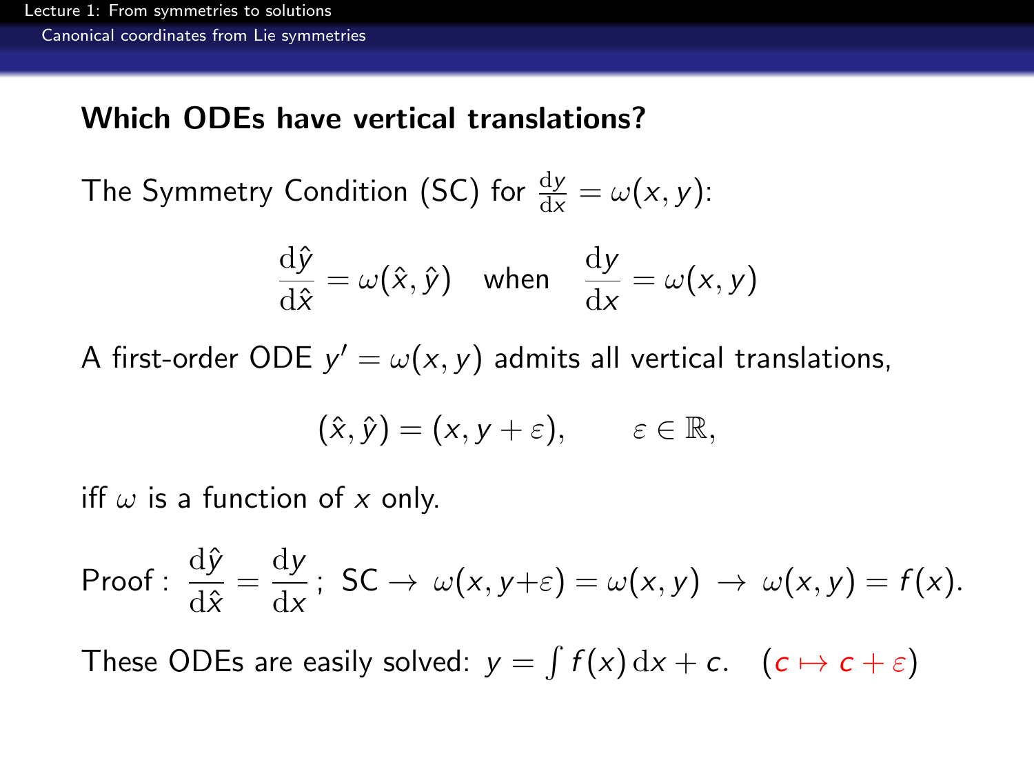## Which ODEs have vertical translations?

The Symmetry Condition (SC) for $\frac{\mathrm{d}y}{\mathrm{d}x} = \omega(x, y)$:

$$\frac{\mathrm{d}\hat{y}}{\mathrm{d}\hat{x}} = \omega(\hat{x}, \hat{y}) \quad \text{when} \quad \frac{\mathrm{d}y}{\mathrm{d}x} = \omega(x, y)$$

A first-order ODE $y' = \omega(x, y)$ admits all vertical translations,

$$(\hat{x}, \hat{y}) = (x, y + \varepsilon), \qquad \varepsilon \in \mathbb{R},$$

iff $\omega$ is a function of $x$ only.

$$\text{Proof}: \ \frac{\mathrm{d}\hat{y}}{\mathrm{d}\hat{x}} = \frac{\mathrm{d}y}{\mathrm{d}x}; \ \text{SC} \rightarrow \ \omega(x, y+\varepsilon) = \omega(x, y) \ \rightarrow \ \omega(x, y) = f(x).$$

These ODEs are easily solved: $y = \int f(x)\,\mathrm{d}x + c$. $\quad (c \mapsto c + \varepsilon)$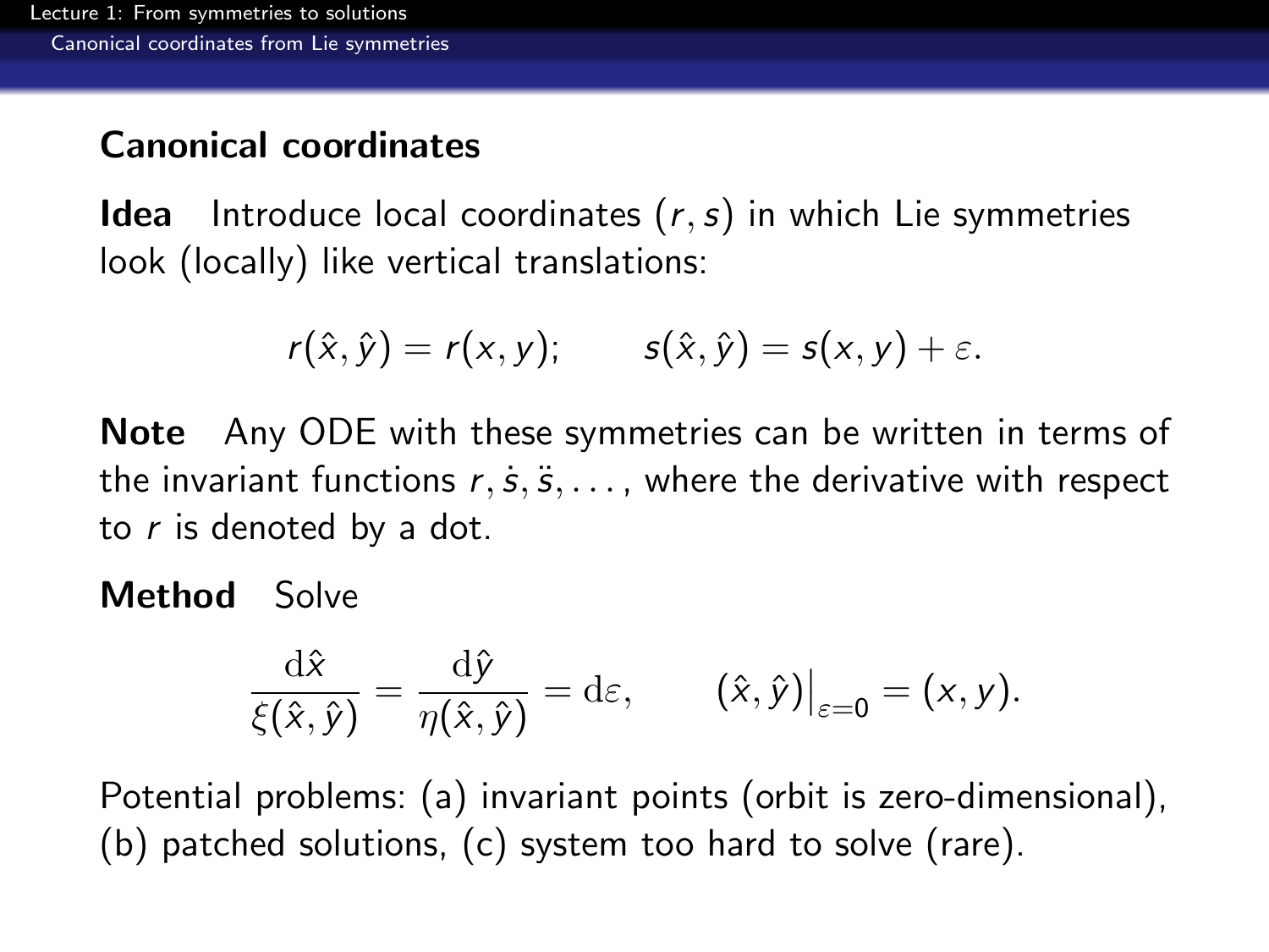## Canonical coordinates

**Idea** Introduce local coordinates $(r, s)$ in which Lie symmetries look (locally) like vertical translations:

$$r(\hat{x}, \hat{y}) = r(x, y); \qquad s(\hat{x}, \hat{y}) = s(x, y) + \varepsilon.$$

**Note** Any ODE with these symmetries can be written in terms of the invariant functions $r, \dot{s}, \ddot{s}, \ldots$, where the derivative with respect to $r$ is denoted by a dot.

**Method** Solve

$$\frac{\mathrm{d}\hat{x}}{\xi(\hat{x}, \hat{y})} = \frac{\mathrm{d}\hat{y}}{\eta(\hat{x}, \hat{y})} = \mathrm{d}\varepsilon, \qquad (\hat{x}, \hat{y})\big|_{\varepsilon=0} = (x, y).$$

Potential problems: (a) invariant points (orbit is zero-dimensional), (b) patched solutions, (c) system too hard to solve (rare).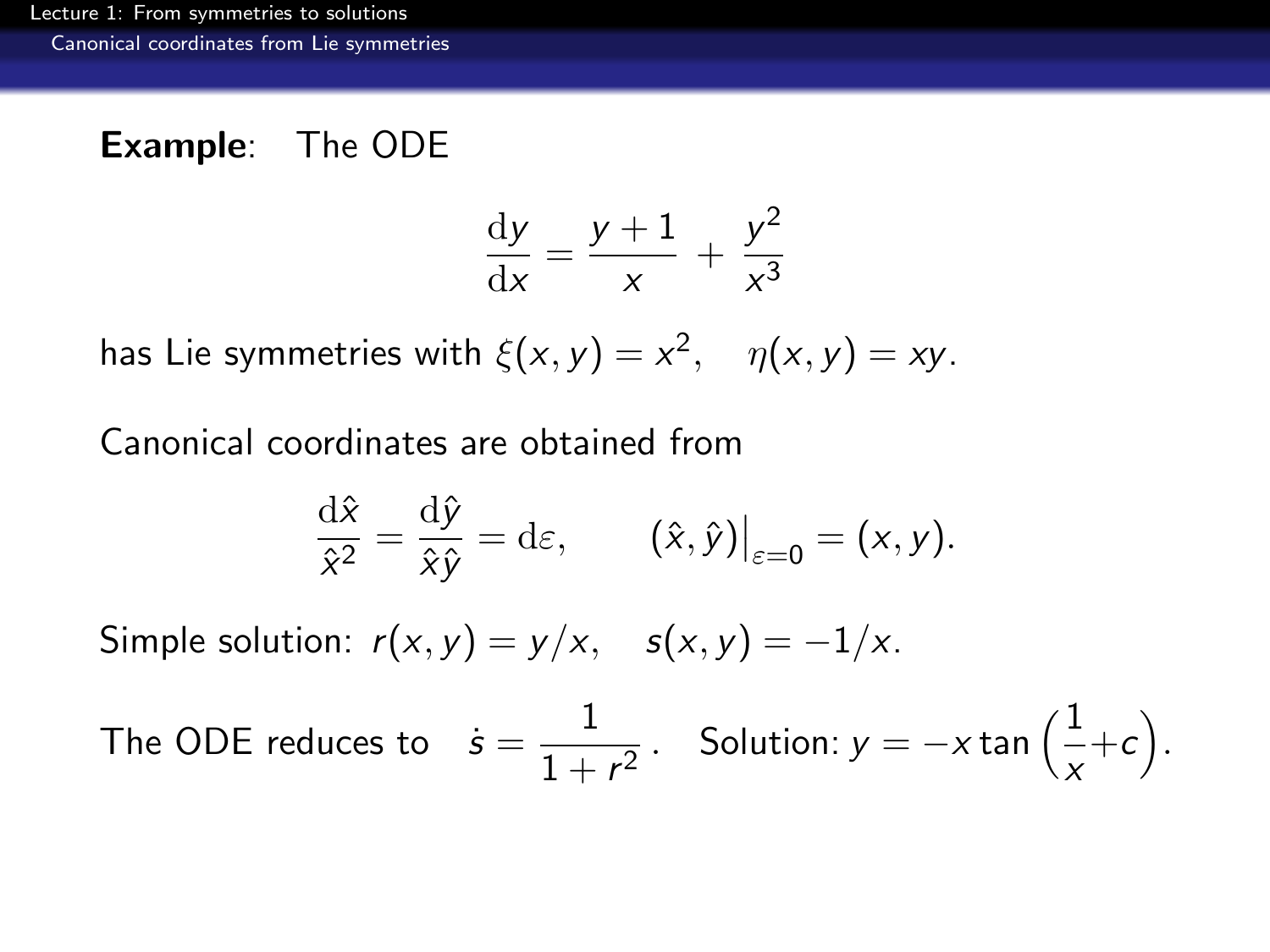**Example**: The ODE

$$\frac{\mathrm{d}y}{\mathrm{d}x} = \frac{y+1}{x} + \frac{y^2}{x^3}$$

has Lie symmetries with $\xi(x,y) = x^2, \quad \eta(x,y) = xy.$

Canonical coordinates are obtained from

$$\frac{\mathrm{d}\hat{x}}{\hat{x}^2} = \frac{\mathrm{d}\hat{y}}{\hat{x}\hat{y}} = \mathrm{d}\varepsilon, \qquad (\hat{x},\hat{y})\big|_{\varepsilon=0} = (x,y).$$

Simple solution: $r(x,y) = y/x, \quad s(x,y) = -1/x.$

The ODE reduces to $\dot{s} = \dfrac{1}{1+r^2}$. Solution: $y = -x\tan\left(\dfrac{1}{x}+c\right).$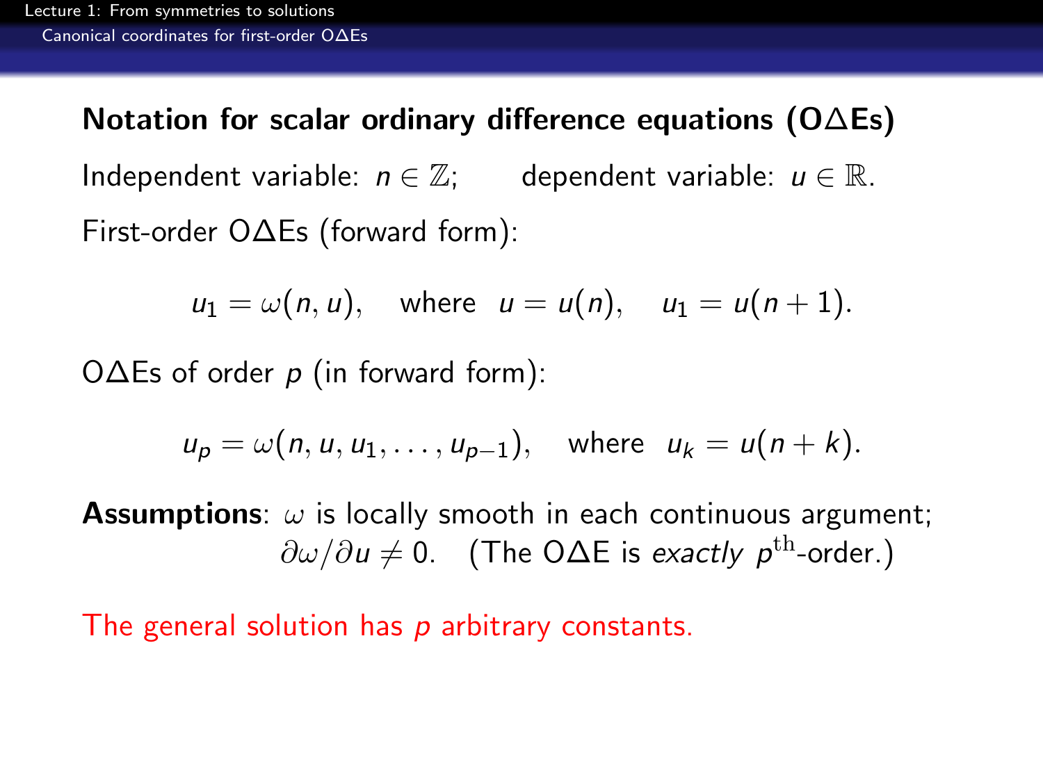## Notation for scalar ordinary difference equations (OΔEs)

Independent variable: $n \in \mathbb{Z}$;    dependent variable: $u \in \mathbb{R}$.

First-order OΔEs (forward form):

$$u_1 = \omega(n, u), \quad \text{where} \;\; u = u(n), \quad u_1 = u(n+1).$$

OΔEs of order $p$ (in forward form):

$$u_p = \omega(n, u, u_1, \ldots, u_{p-1}), \quad \text{where} \;\; u_k = u(n+k).$$

**Assumptions**: $\omega$ is locally smooth in each continuous argument; $\partial\omega/\partial u \neq 0$. (The OΔE is *exactly* $p^{\text{th}}$-order.)

The general solution has $p$ arbitrary constants.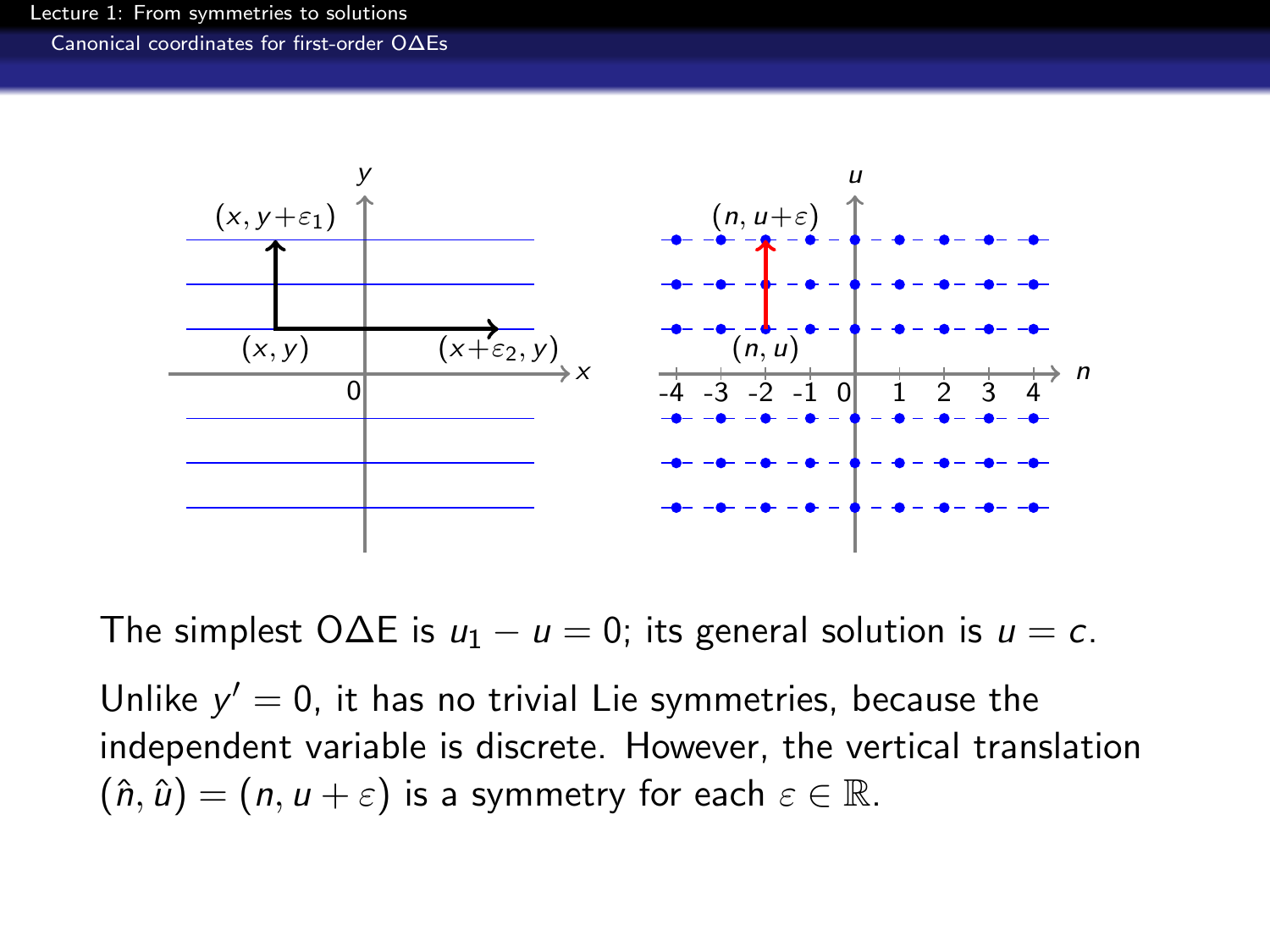The simplest O∆E is $u_1 - u = 0$; its general solution is $u = c$.

Unlike $y' = 0$, it has no trivial Lie symmetries, because the independent variable is discrete. However, the vertical translation $(\hat{n}, \hat{u}) = (n, u + \varepsilon)$ is a symmetry for each $\varepsilon \in \mathbb{R}$.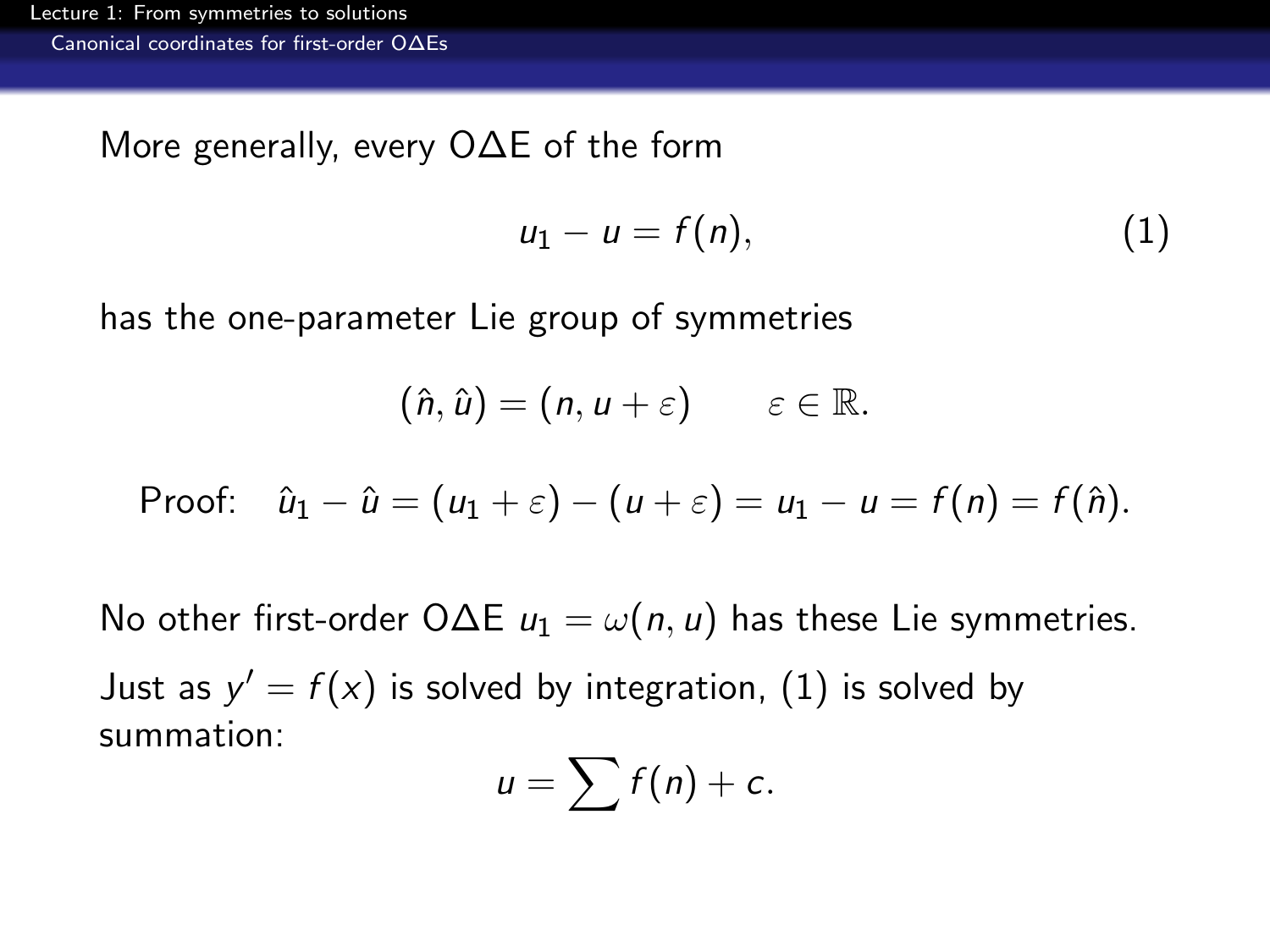More generally, every O$\Delta$E of the form

$$u_1 - u = f(n), \tag{1}$$

has the one-parameter Lie group of symmetries

$$(\hat{n}, \hat{u}) = (n, u + \varepsilon) \qquad \varepsilon \in \mathbb{R}.$$

Proof: $\hat{u}_1 - \hat{u} = (u_1 + \varepsilon) - (u + \varepsilon) = u_1 - u = f(n) = f(\hat{n}).$

No other first-order O$\Delta$E $u_1 = \omega(n, u)$ has these Lie symmetries.

Just as $y' = f(x)$ is solved by integration, (1) is solved by summation:

$$u = \sum f(n) + c.$$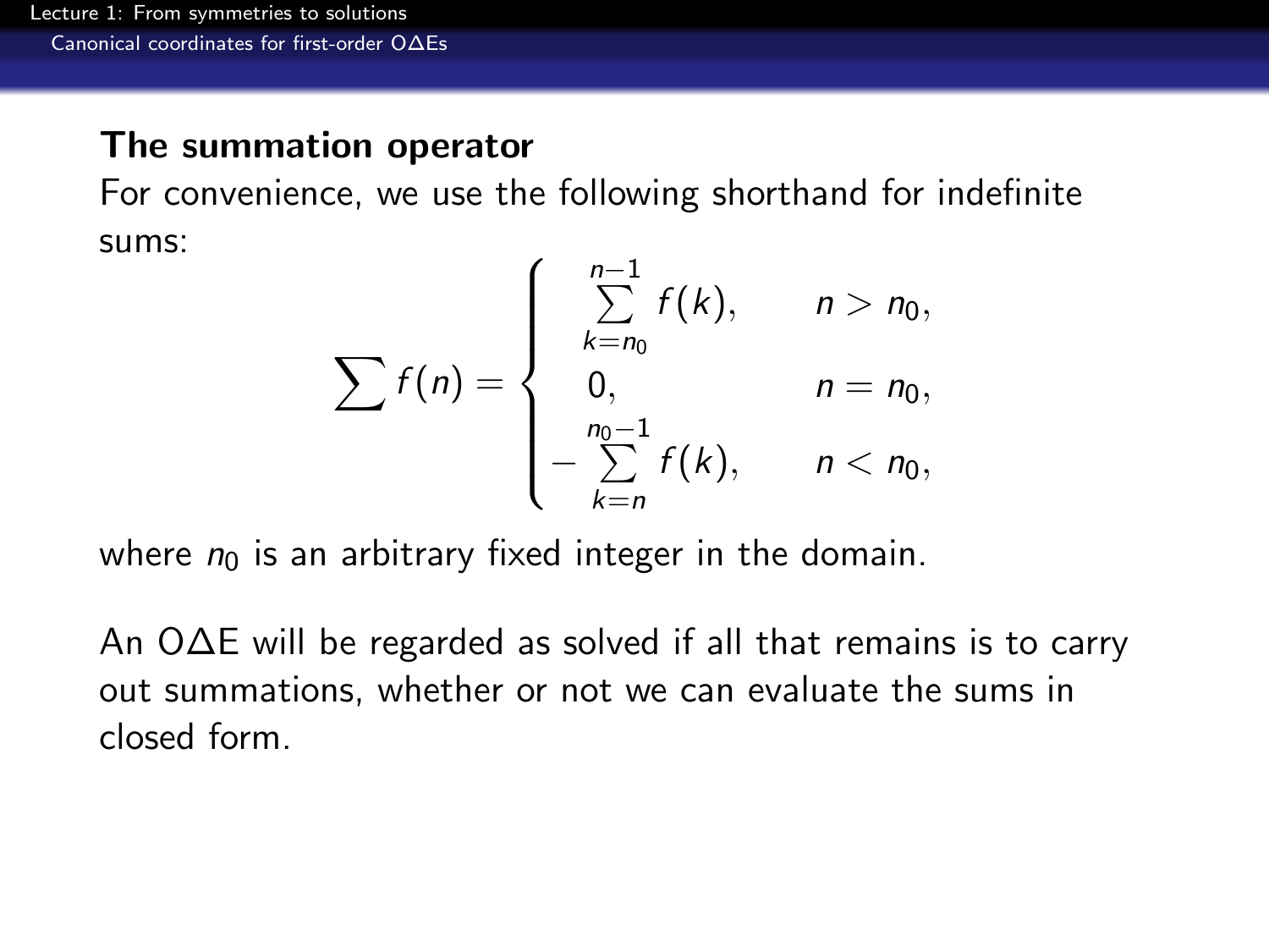### The summation operator

For convenience, we use the following shorthand for indefinite sums:

$$
\sum f(n) = \begin{cases} \displaystyle\sum_{k=n_0}^{n-1} f(k), & n > n_0, \\ 0, & n = n_0, \\ \displaystyle -\sum_{k=n}^{n_0-1} f(k), & n < n_0, \end{cases}
$$

where $n_0$ is an arbitrary fixed integer in the domain.

An OΔE will be regarded as solved if all that remains is to carry out summations, whether or not we can evaluate the sums in closed form.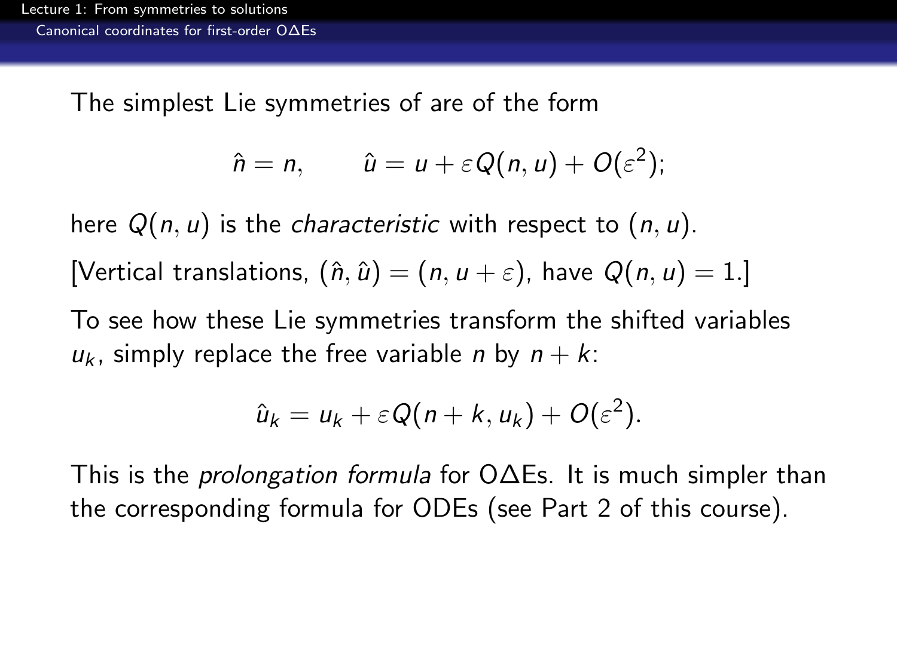The simplest Lie symmetries of are of the form

$$\hat{n} = n, \qquad \hat{u} = u + \varepsilon Q(n,u) + O(\varepsilon^2);$$

here $Q(n,u)$ is the *characteristic* with respect to $(n,u)$.

[Vertical translations, $(\hat{n},\hat{u}) = (n, u+\varepsilon)$, have $Q(n,u) = 1$.]

To see how these Lie symmetries transform the shifted variables $u_k$, simply replace the free variable $n$ by $n+k$:

$$\hat{u}_k = u_k + \varepsilon Q(n+k, u_k) + O(\varepsilon^2).$$

This is the *prolongation formula* for OΔEs. It is much simpler than the corresponding formula for ODEs (see Part 2 of this course).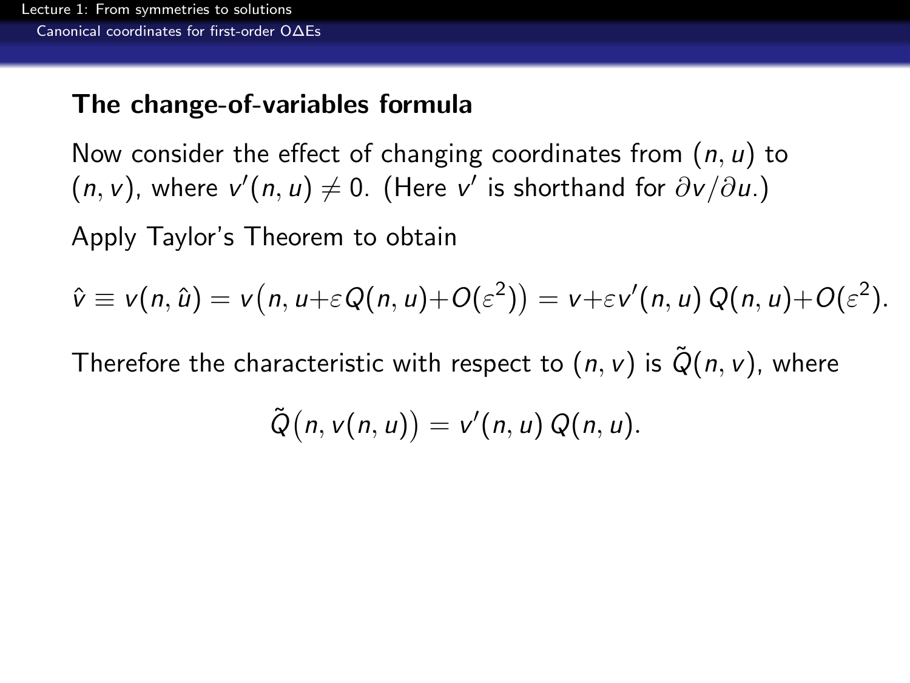### The change-of-variables formula

Now consider the effect of changing coordinates from $(n, u)$ to $(n, v)$, where $v'(n, u) \neq 0$. (Here $v'$ is shorthand for $\partial v / \partial u$.)

Apply Taylor's Theorem to obtain

$$\hat{v} \equiv v(n, \hat{u}) = v\big(n, u + \varepsilon Q(n, u) + O(\varepsilon^2)\big) = v + \varepsilon v'(n, u)\, Q(n, u) + O(\varepsilon^2).$$

Therefore the characteristic with respect to $(n, v)$ is $\tilde{Q}(n, v)$, where

$$\tilde{Q}\big(n, v(n, u)\big) = v'(n, u)\, Q(n, u).$$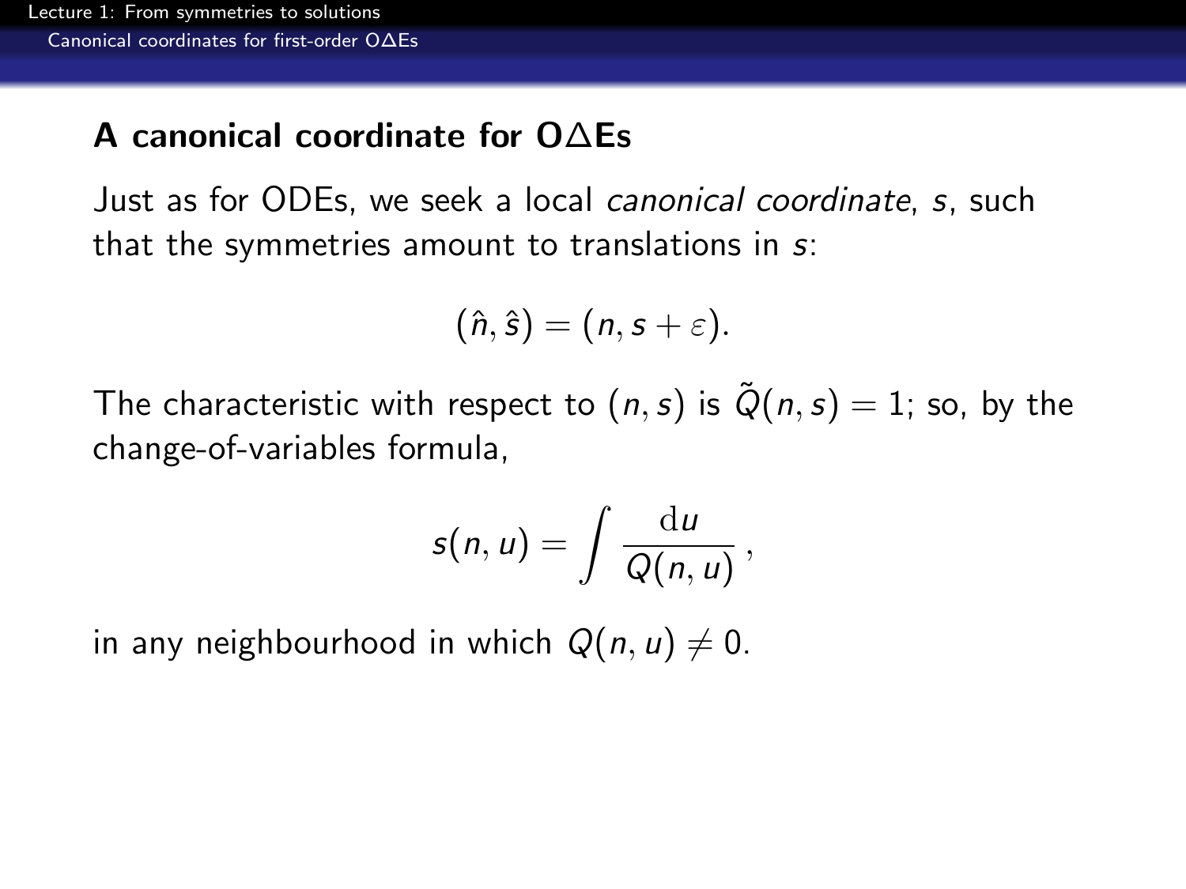## A canonical coordinate for O$\Delta$Es

Just as for ODEs, we seek a local *canonical coordinate*, $s$, such that the symmetries amount to translations in $s$:

$$(\hat{n}, \hat{s}) = (n, s + \varepsilon).$$

The characteristic with respect to $(n, s)$ is $\tilde{Q}(n, s) = 1$; so, by the change-of-variables formula,

$$s(n, u) = \int \frac{\mathrm{d}u}{Q(n, u)},$$

in any neighbourhood in which $Q(n, u) \neq 0$.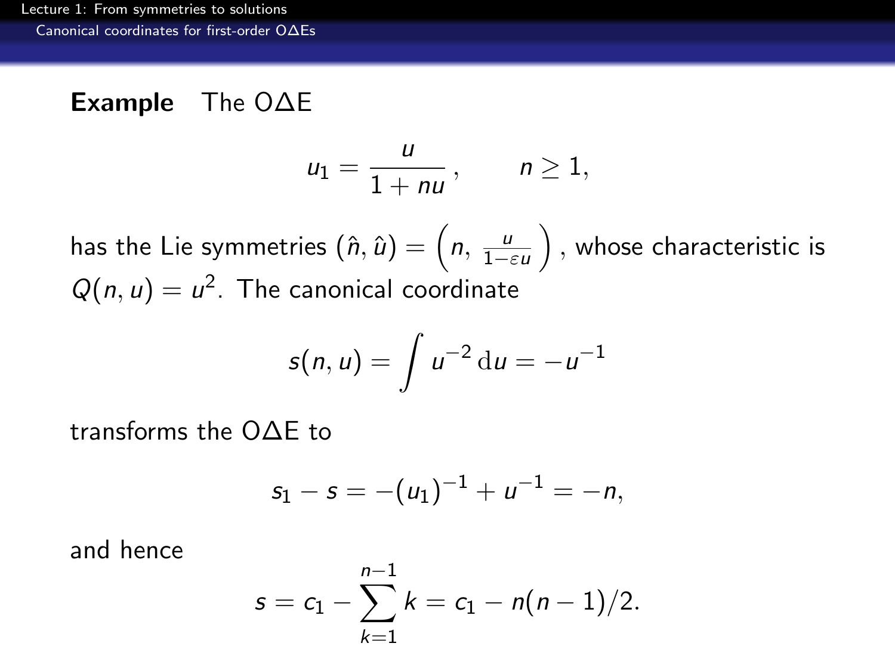**Example** The O$\Delta$E

$$u_1 = \frac{u}{1+nu}\,, \qquad n \geq 1,$$

has the Lie symmetries $(\hat{n}, \hat{u}) = \left(n,\ \frac{u}{1-\varepsilon u}\right)$, whose characteristic is $Q(n,u) = u^2$. The canonical coordinate

$$s(n,u) = \int u^{-2}\,\mathrm{d}u = -u^{-1}$$

transforms the O$\Delta$E to

$$s_1 - s = -(u_1)^{-1} + u^{-1} = -n,$$

and hence

$$s = c_1 - \sum_{k=1}^{n-1} k = c_1 - n(n-1)/2.$$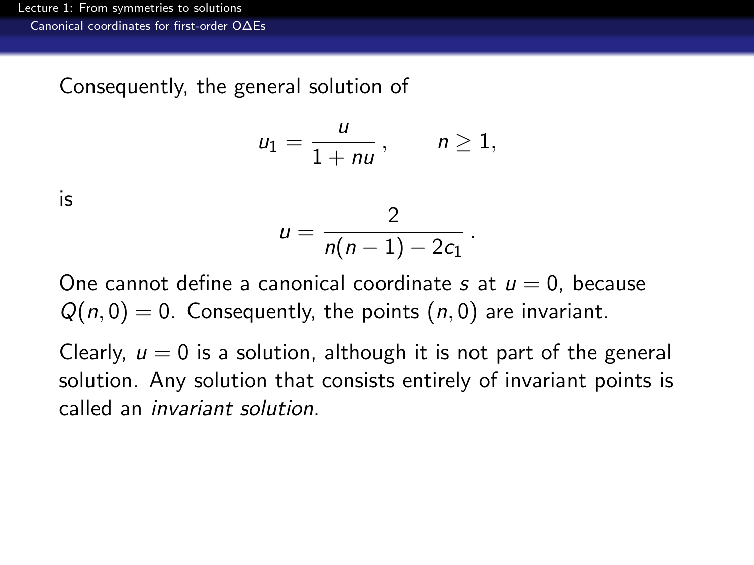Consequently, the general solution of

$$u_1 = \frac{u}{1 + nu}\,, \qquad n \geq 1,$$

is

$$u = \frac{2}{n(n-1) - 2c_1}\,.$$

One cannot define a canonical coordinate $s$ at $u = 0$, because $Q(n, 0) = 0$. Consequently, the points $(n, 0)$ are invariant.

Clearly, $u = 0$ is a solution, although it is not part of the general solution. Any solution that consists entirely of invariant points is called an *invariant solution*.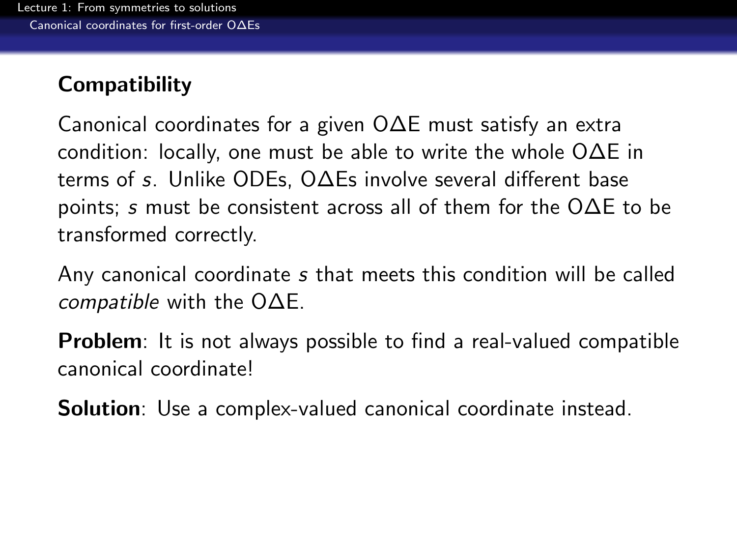## Compatibility

Canonical coordinates for a given OΔE must satisfy an extra condition: locally, one must be able to write the whole OΔE in terms of $s$. Unlike ODEs, OΔEs involve several different base points; $s$ must be consistent across all of them for the OΔE to be transformed correctly.

Any canonical coordinate $s$ that meets this condition will be called *compatible* with the OΔE.

**Problem**: It is not always possible to find a real-valued compatible canonical coordinate!

**Solution**: Use a complex-valued canonical coordinate instead.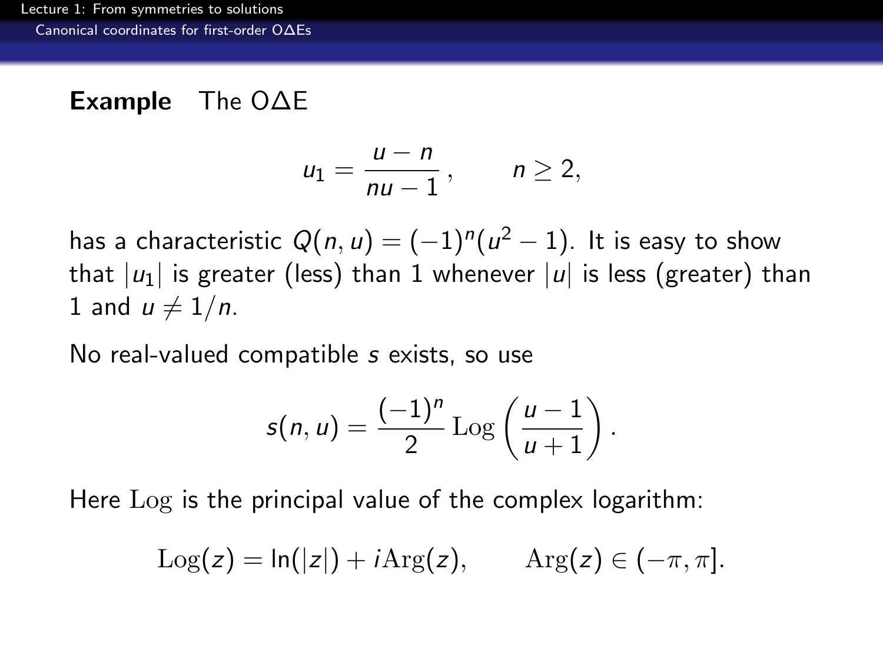**Example** The OΔE

$$u_1 = \frac{u-n}{nu-1}\,, \qquad n \geq 2,$$

has a characteristic $Q(n,u) = (-1)^n(u^2-1)$. It is easy to show that $|u_1|$ is greater (less) than 1 whenever $|u|$ is less (greater) than 1 and $u \neq 1/n$.

No real-valued compatible $s$ exists, so use

$$s(n,u) = \frac{(-1)^n}{2}\,\mathrm{Log}\left(\frac{u-1}{u+1}\right).$$

Here $\mathrm{Log}$ is the principal value of the complex logarithm:

$$\mathrm{Log}(z) = \ln(|z|) + i\,\mathrm{Arg}(z), \qquad \mathrm{Arg}(z) \in (-\pi, \pi].$$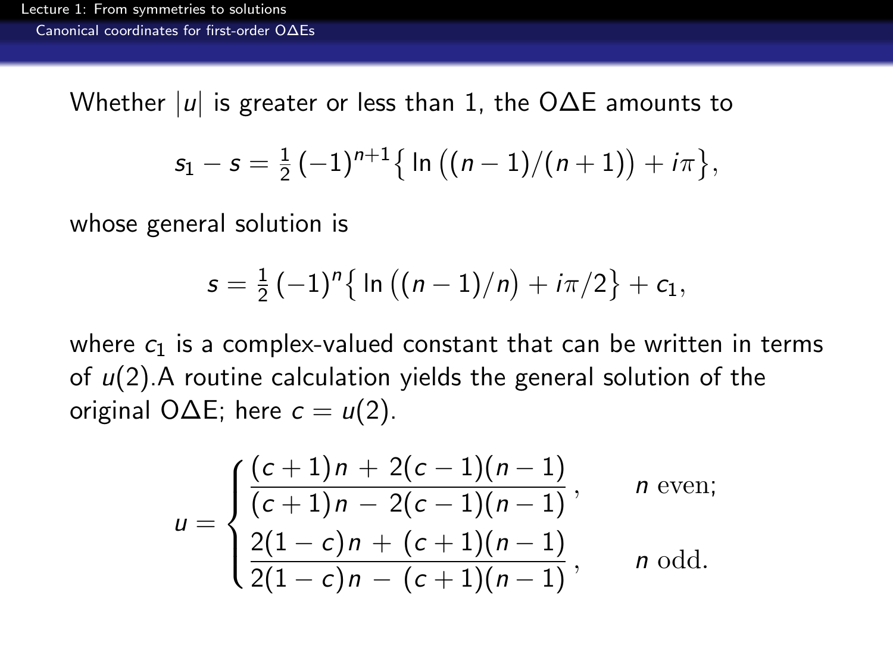Whether $|u|$ is greater or less than 1, the O$\Delta$E amounts to

$$s_1 - s = \tfrac{1}{2}\,(-1)^{n+1}\big\{\ln\big((n-1)/(n+1)\big) + i\pi\big\},$$

whose general solution is

$$s = \tfrac{1}{2}\,(-1)^{n}\big\{\ln\big((n-1)/n\big) + i\pi/2\big\} + c_1,$$

where $c_1$ is a complex-valued constant that can be written in terms of $u(2)$.A routine calculation yields the general solution of the original O$\Delta$E; here $c = u(2)$.

$$u = \begin{cases} \dfrac{(c+1)n \,+\, 2(c-1)(n-1)}{(c+1)n \,-\, 2(c-1)(n-1)}\,, & n \text{ even;} \\[2ex] \dfrac{2(1-c)n \,+\, (c+1)(n-1)}{2(1-c)n \,-\, (c+1)(n-1)}\,, & n \text{ odd.} \end{cases}$$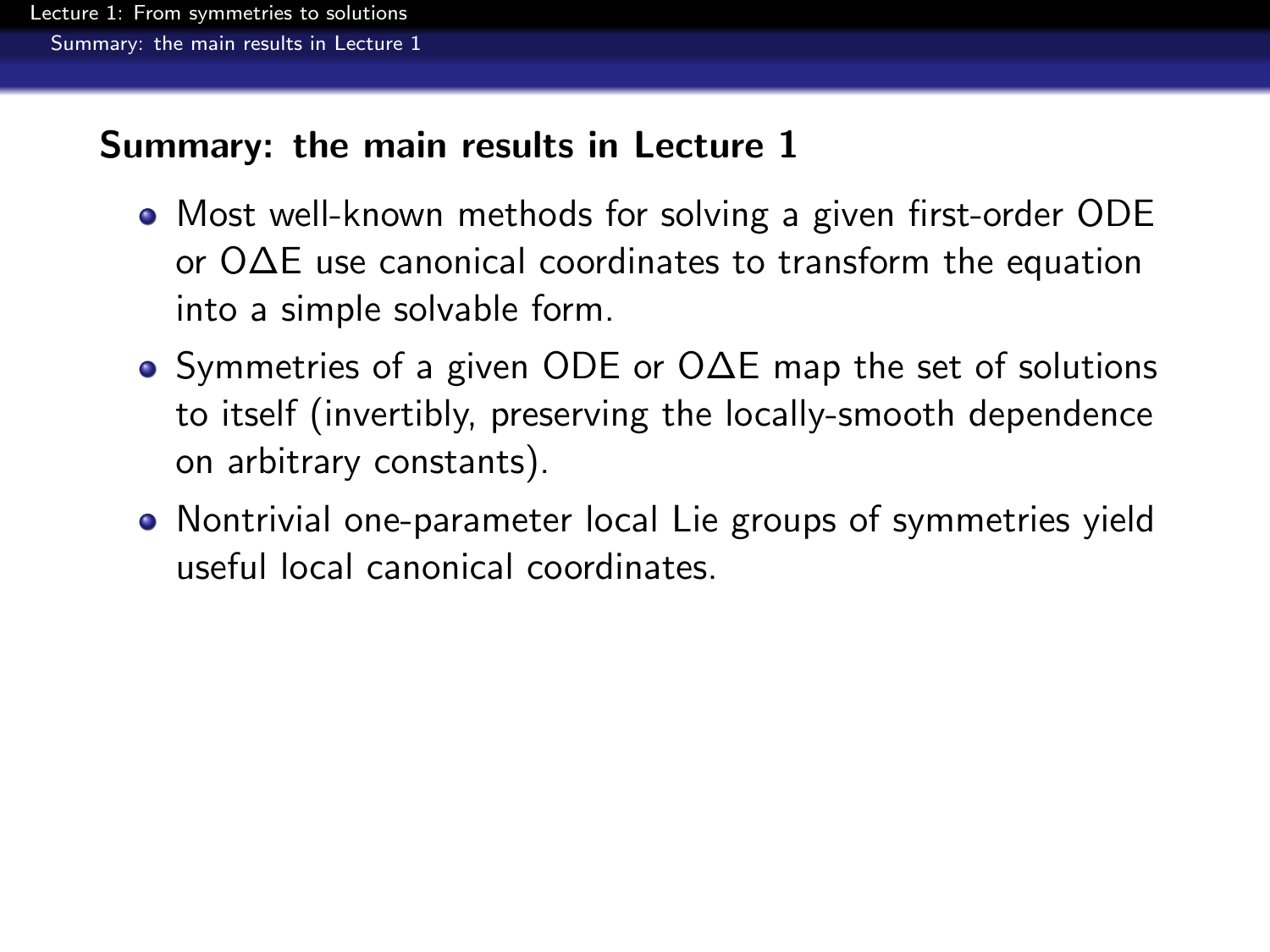## Summary: the main results in Lecture 1

- Most well-known methods for solving a given first-order ODE or OΔE use canonical coordinates to transform the equation into a simple solvable form.
- Symmetries of a given ODE or OΔE map the set of solutions to itself (invertibly, preserving the locally-smooth dependence on arbitrary constants).
- Nontrivial one-parameter local Lie groups of symmetries yield useful local canonical coordinates.